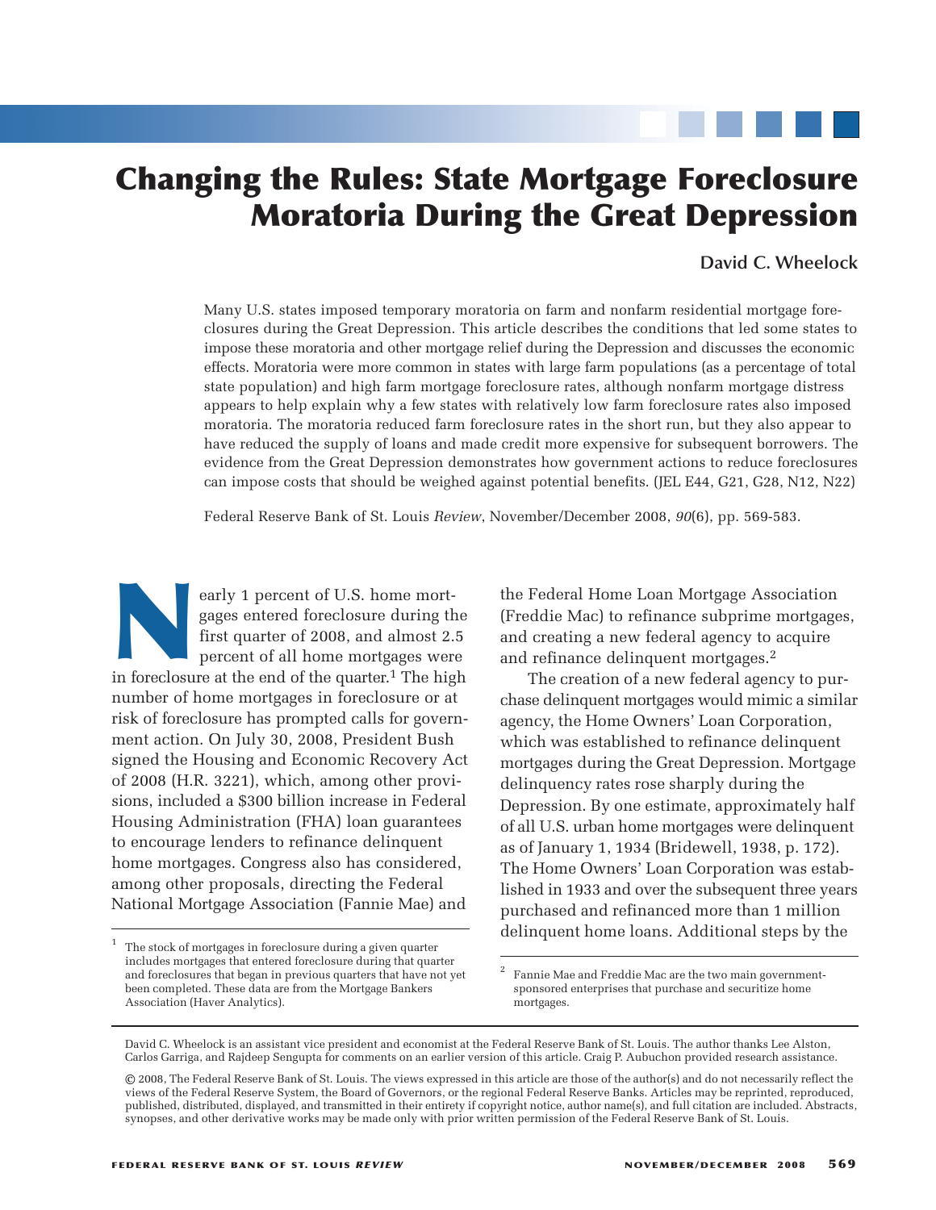# Changing the Rules: State Mortgage Foreclosure Moratoria During the Great Depression

**David C. Wheelock**

Many U.S. states imposed temporary moratoria on farm and nonfarm residential mortgage foreclosures during the Great Depression. This article describes the conditions that led some states to impose these moratoria and other mortgage relief during the Depression and discusses the economic effects. Moratoria were more common in states with large farm populations (as a percentage of total state population) and high farm mortgage foreclosure rates, although nonfarm mortgage distress appears to help explain why a few states with relatively low farm foreclosure rates also imposed moratoria. The moratoria reduced farm foreclosure rates in the short run, but they also appear to have reduced the supply of loans and made credit more expensive for subsequent borrowers. The evidence from the Great Depression demonstrates how government actions to reduce foreclosures can impose costs that should be weighed against potential benefits. (JEL E44, G21, G28, N12, N22)

Federal Reserve Bank of St. Louis *Review*, November/December 2008, *90*(6), pp. 569-583.

Nearly 1 percent of U.S. home mortgages entered foreclosure during the first quarter of 2008, and almost 2.5 percent of all home mortgages were in foreclosure at the end of the quarter.[1] The high number of home mortgages in foreclosure or at risk of foreclosure has prompted calls for government action. On July 30, 2008, President Bush signed the Housing and Economic Recovery Act of 2008 (H.R. 3221), which, among other provisions, included a $300 billion increase in Federal Housing Administration (FHA) loan guarantees to encourage lenders to refinance delinquent home mortgages. Congress also has considered, among other proposals, directing the Federal National Mortgage Association (Fannie Mae) and the Federal Home Loan Mortgage Association (Freddie Mac) to refinance subprime mortgages, and creating a new federal agency to acquire and refinance delinquent mortgages.[2]

The creation of a new federal agency to purchase delinquent mortgages would mimic a similar agency, the Home Owners' Loan Corporation, which was established to refinance delinquent mortgages during the Great Depression. Mortgage delinquency rates rose sharply during the Depression. By one estimate, approximately half of all U.S. urban home mortgages were delinquent as of January 1, 1934 (Bridewell, 1938, p. 172). The Home Owners' Loan Corporation was established in 1933 and over the subsequent three years purchased and refinanced more than 1 million delinquent home loans. Additional steps by the

[1] The stock of mortgages in foreclosure during a given quarter includes mortgages that entered foreclosure during that quarter and foreclosures that began in previous quarters that have not yet been completed. These data are from the Mortgage Bankers Association (Haver Analytics).

[2] Fannie Mae and Freddie Mac are the two main government-sponsored enterprises that purchase and securitize home mortgages.

David C. Wheelock is an assistant vice president and economist at the Federal Reserve Bank of St. Louis. The author thanks Lee Alston, Carlos Garriga, and Rajdeep Sengupta for comments on an earlier version of this article. Craig P. Aubuchon provided research assistance.

© 2008, The Federal Reserve Bank of St. Louis. The views expressed in this article are those of the author(s) and do not necessarily reflect the views of the Federal Reserve System, the Board of Governors, or the regional Federal Reserve Banks. Articles may be reprinted, reproduced, published, distributed, displayed, and transmitted in their entirety if copyright notice, author name(s), and full citation are included. Abstracts, synopses, and other derivative works may be made only with prior written permission of the Federal Reserve Bank of St. Louis.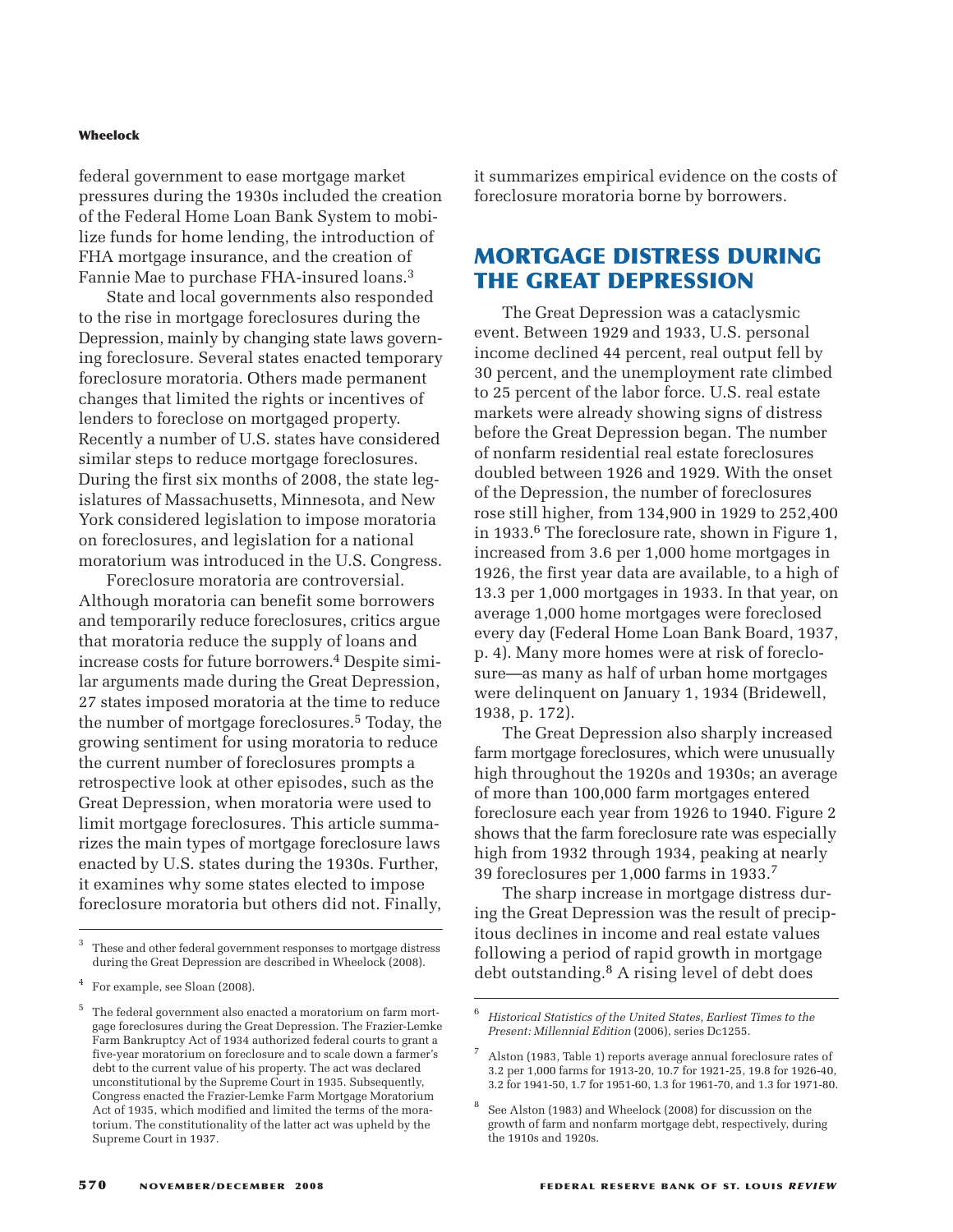federal government to ease mortgage market pressures during the 1930s included the creation of the Federal Home Loan Bank System to mobilize funds for home lending, the introduction of FHA mortgage insurance, and the creation of Fannie Mae to purchase FHA-insured loans.[3]

State and local governments also responded to the rise in mortgage foreclosures during the Depression, mainly by changing state laws governing foreclosure. Several states enacted temporary foreclosure moratoria. Others made permanent changes that limited the rights or incentives of lenders to foreclose on mortgaged property. Recently a number of U.S. states have considered similar steps to reduce mortgage foreclosures. During the first six months of 2008, the state legislatures of Massachusetts, Minnesota, and New York considered legislation to impose moratoria on foreclosures, and legislation for a national moratorium was introduced in the U.S. Congress.

Foreclosure moratoria are controversial. Although moratoria can benefit some borrowers and temporarily reduce foreclosures, critics argue that moratoria reduce the supply of loans and increase costs for future borrowers.[4] Despite similar arguments made during the Great Depression, 27 states imposed moratoria at the time to reduce the number of mortgage foreclosures.[5] Today, the growing sentiment for using moratoria to reduce the current number of foreclosures prompts a retrospective look at other episodes, such as the Great Depression, when moratoria were used to limit mortgage foreclosures. This article summarizes the main types of mortgage foreclosure laws enacted by U.S. states during the 1930s. Further, it examines why some states elected to impose foreclosure moratoria but others did not. Finally, it summarizes empirical evidence on the costs of foreclosure moratoria borne by borrowers.

## MORTGAGE DISTRESS DURING THE GREAT DEPRESSION

The Great Depression was a cataclysmic event. Between 1929 and 1933, U.S. personal income declined 44 percent, real output fell by 30 percent, and the unemployment rate climbed to 25 percent of the labor force. U.S. real estate markets were already showing signs of distress before the Great Depression began. The number of nonfarm residential real estate foreclosures doubled between 1926 and 1929. With the onset of the Depression, the number of foreclosures rose still higher, from 134,900 in 1929 to 252,400 in 1933.[6] The foreclosure rate, shown in Figure 1, increased from 3.6 per 1,000 home mortgages in 1926, the first year data are available, to a high of 13.3 per 1,000 mortgages in 1933. In that year, on average 1,000 home mortgages were foreclosed every day (Federal Home Loan Bank Board, 1937, p. 4). Many more homes were at risk of foreclosure—as many as half of urban home mortgages were delinquent on January 1, 1934 (Bridewell, 1938, p. 172).

The Great Depression also sharply increased farm mortgage foreclosures, which were unusually high throughout the 1920s and 1930s; an average of more than 100,000 farm mortgages entered foreclosure each year from 1926 to 1940. Figure 2 shows that the farm foreclosure rate was especially high from 1932 through 1934, peaking at nearly 39 foreclosures per 1,000 farms in 1933.[7]

The sharp increase in mortgage distress during the Great Depression was the result of precipitous declines in income and real estate values following a period of rapid growth in mortgage debt outstanding.[8] A rising level of debt does

---

[3] These and other federal government responses to mortgage distress during the Great Depression are described in Wheelock (2008).

[4] For example, see Sloan (2008).

[5] The federal government also enacted a moratorium on farm mortgage foreclosures during the Great Depression. The Frazier-Lemke Farm Bankruptcy Act of 1934 authorized federal courts to grant a five-year moratorium on foreclosure and to scale down a farmer's debt to the current value of his property. The act was declared unconstitutional by the Supreme Court in 1935. Subsequently, Congress enacted the Frazier-Lemke Farm Mortgage Moratorium Act of 1935, which modified and limited the terms of the moratorium. The constitutionality of the latter act was upheld by the Supreme Court in 1937.

[6] *Historical Statistics of the United States, Earliest Times to the Present: Millennial Edition* (2006), series Dc1255.

[7] Alston (1983, Table 1) reports average annual foreclosure rates of 3.2 per 1,000 farms for 1913-20, 10.7 for 1921-25, 19.8 for 1926-40, 3.2 for 1941-50, 1.7 for 1951-60, 1.3 for 1961-70, and 1.3 for 1971-80.

[8] See Alston (1983) and Wheelock (2008) for discussion on the growth of farm and nonfarm mortgage debt, respectively, during the 1910s and 1920s.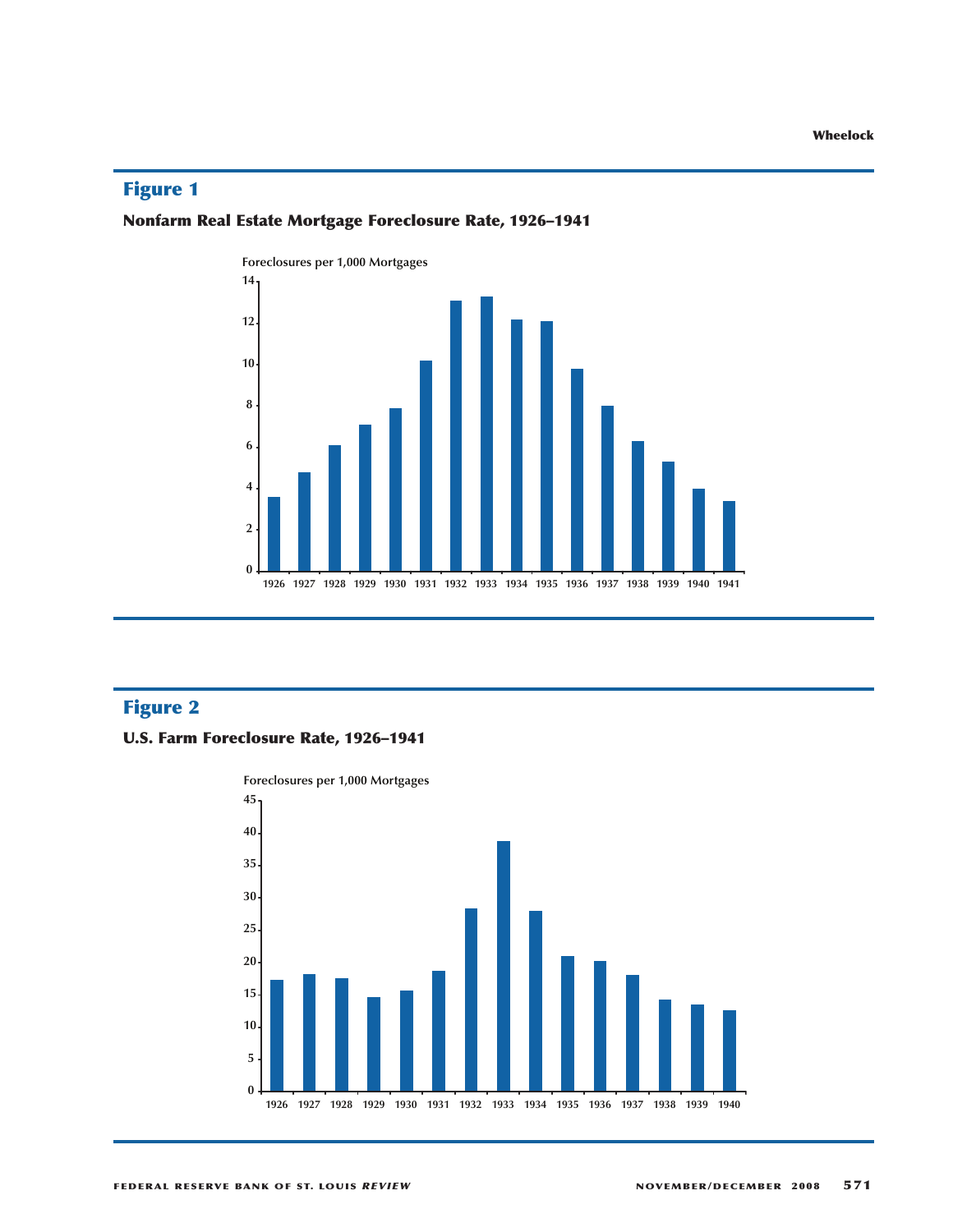## Figure 1

**Nonfarm Real Estate Mortgage Foreclosure Rate, 1926–1941**

Foreclosures per 1,000 Mortgages

14
12
10
8
6
4
2
0

1926 1927 1928 1929 1930 1931 1932 1933 1934 1935 1936 1937 1938 1939 1940 1941

## Figure 2

**U.S. Farm Foreclosure Rate, 1926–1941**

Foreclosures per 1,000 Mortgages

45
40
35
30
25
20
15
10
5
0

1926 1927 1928 1929 1930 1931 1932 1933 1934 1935 1936 1937 1938 1939 1940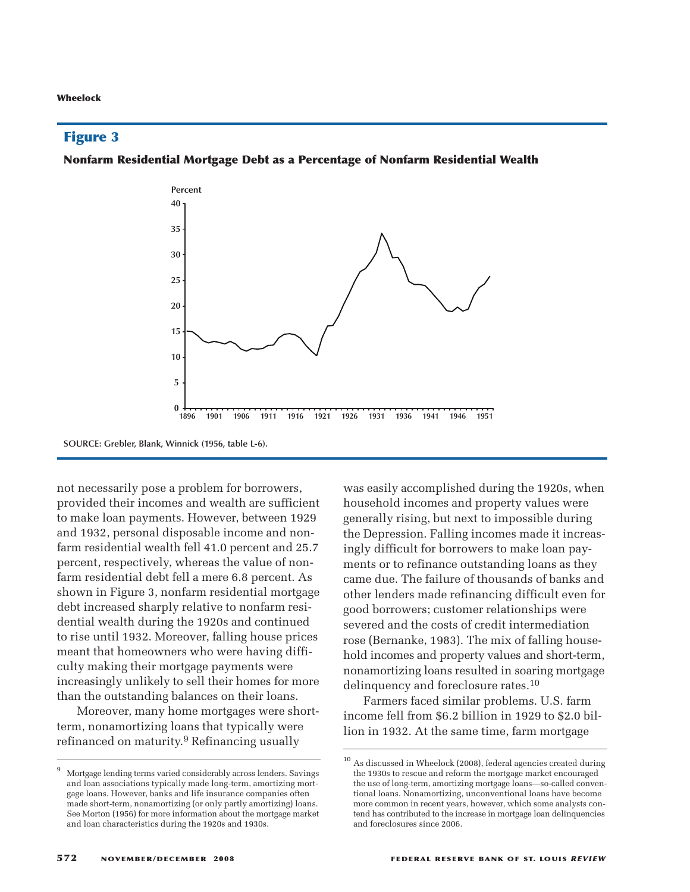## Figure 3

**Nonfarm Residential Mortgage Debt as a Percentage of Nonfarm Residential Wealth**

Percent

40
35
30
25
20
15
10
5
0

1896 1901 1906 1911 1916 1921 1926 1931 1936 1941 1946 1951

SOURCE: Grebler, Blank, Winnick (1956, table L-6).

not necessarily pose a problem for borrowers, provided their incomes and wealth are sufficient to make loan payments. However, between 1929 and 1932, personal disposable income and nonfarm residential wealth fell 41.0 percent and 25.7 percent, respectively, whereas the value of nonfarm residential debt fell a mere 6.8 percent. As shown in Figure 3, nonfarm residential mortgage debt increased sharply relative to nonfarm residential wealth during the 1920s and continued to rise until 1932. Moreover, falling house prices meant that homeowners who were having difficulty making their mortgage payments were increasingly unlikely to sell their homes for more than the outstanding balances on their loans.

Moreover, many home mortgages were short-term, nonamortizing loans that typically were refinanced on maturity.[9] Refinancing usually was easily accomplished during the 1920s, when household incomes and property values were generally rising, but next to impossible during the Depression. Falling incomes made it increasingly difficult for borrowers to make loan payments or to refinance outstanding loans as they came due. The failure of thousands of banks and other lenders made refinancing difficult even for good borrowers; customer relationships were severed and the costs of credit intermediation rose (Bernanke, 1983). The mix of falling household incomes and property values and short-term, nonamortizing loans resulted in soaring mortgage delinquency and foreclosure rates.[10]

Farmers faced similar problems. U.S. farm income fell from $6.2 billion in 1929 to $2.0 billion in 1932. At the same time, farm mortgage

---

[9] Mortgage lending terms varied considerably across lenders. Savings and loan associations typically made long-term, amortizing mortgage loans. However, banks and life insurance companies often made short-term, nonamortizing (or only partly amortizing) loans. See Morton (1956) for more information about the mortgage market and loan characteristics during the 1920s and 1930s.

[10] As discussed in Wheelock (2008), federal agencies created during the 1930s to rescue and reform the mortgage market encouraged the use of long-term, amortizing mortgage loans—so-called conventional loans. Nonamortizing, unconventional loans have become more common in recent years, however, which some analysts contend has contributed to the increase in mortgage loan delinquencies and foreclosures since 2006.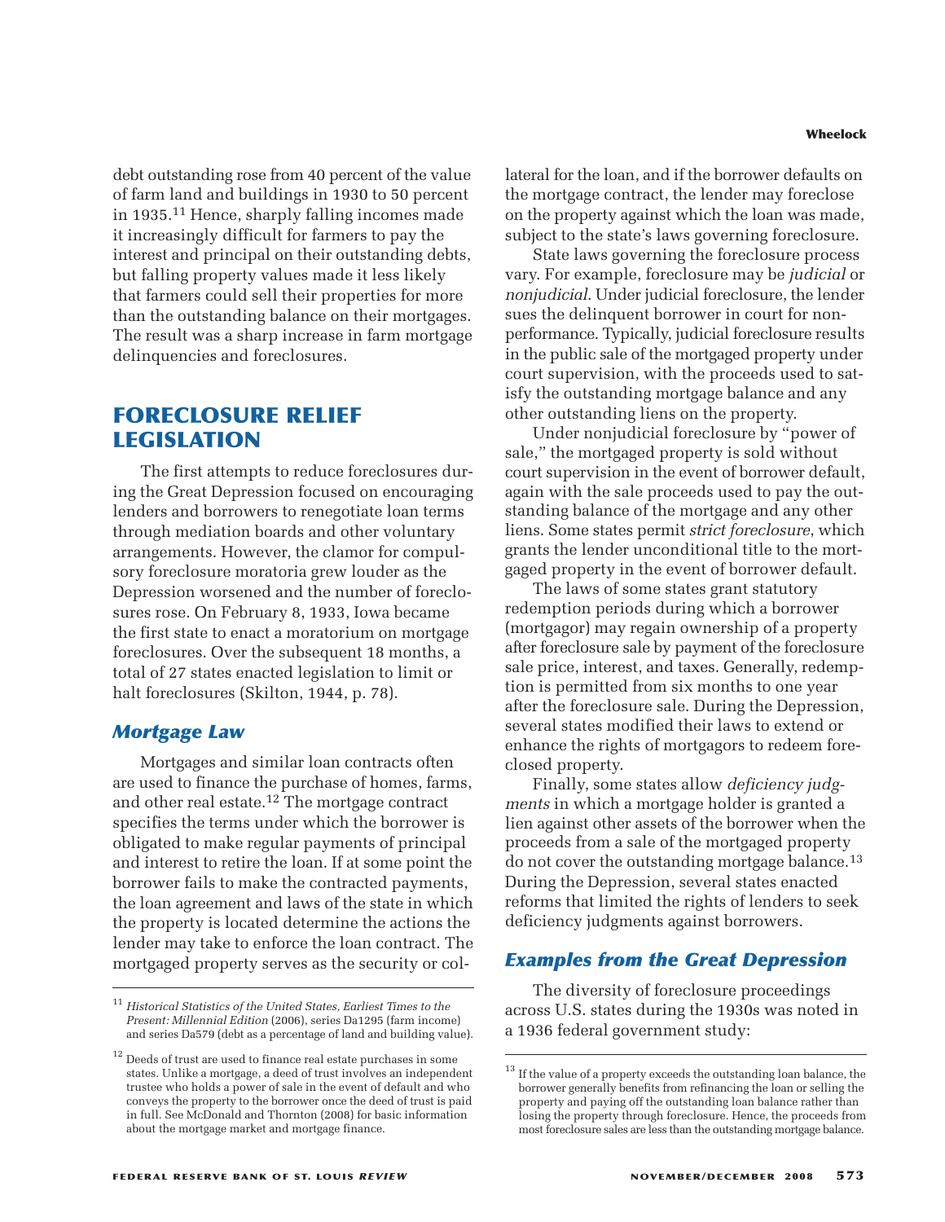debt outstanding rose from 40 percent of the value of farm land and buildings in 1930 to 50 percent in 1935.[11] Hence, sharply falling incomes made it increasingly difficult for farmers to pay the interest and principal on their outstanding debts, but falling property values made it less likely that farmers could sell their properties for more than the outstanding balance on their mortgages. The result was a sharp increase in farm mortgage delinquencies and foreclosures.

## FORECLOSURE RELIEF LEGISLATION

The first attempts to reduce foreclosures during the Great Depression focused on encouraging lenders and borrowers to renegotiate loan terms through mediation boards and other voluntary arrangements. However, the clamor for compulsory foreclosure moratoria grew louder as the Depression worsened and the number of foreclosures rose. On February 8, 1933, Iowa became the first state to enact a moratorium on mortgage foreclosures. Over the subsequent 18 months, a total of 27 states enacted legislation to limit or halt foreclosures (Skilton, 1944, p. 78).

### *Mortgage Law*

Mortgages and similar loan contracts often are used to finance the purchase of homes, farms, and other real estate.[12] The mortgage contract specifies the terms under which the borrower is obligated to make regular payments of principal and interest to retire the loan. If at some point the borrower fails to make the contracted payments, the loan agreement and laws of the state in which the property is located determine the actions the lender may take to enforce the loan contract. The mortgaged property serves as the security or collateral for the loan, and if the borrower defaults on the mortgage contract, the lender may foreclose on the property against which the loan was made, subject to the state's laws governing foreclosure.

State laws governing the foreclosure process vary. For example, foreclosure may be *judicial* or *nonjudicial*. Under judicial foreclosure, the lender sues the delinquent borrower in court for nonperformance. Typically, judicial foreclosure results in the public sale of the mortgaged property under court supervision, with the proceeds used to satisfy the outstanding mortgage balance and any other outstanding liens on the property.

Under nonjudicial foreclosure by "power of sale," the mortgaged property is sold without court supervision in the event of borrower default, again with the sale proceeds used to pay the outstanding balance of the mortgage and any other liens. Some states permit *strict foreclosure*, which grants the lender unconditional title to the mortgaged property in the event of borrower default.

The laws of some states grant statutory redemption periods during which a borrower (mortgagor) may regain ownership of a property after foreclosure sale by payment of the foreclosure sale price, interest, and taxes. Generally, redemption is permitted from six months to one year after the foreclosure sale. During the Depression, several states modified their laws to extend or enhance the rights of mortgagors to redeem foreclosed property.

Finally, some states allow *deficiency judgments* in which a mortgage holder is granted a lien against other assets of the borrower when the proceeds from a sale of the mortgaged property do not cover the outstanding mortgage balance.[13] During the Depression, several states enacted reforms that limited the rights of lenders to seek deficiency judgments against borrowers.

### *Examples from the Great Depression*

The diversity of foreclosure proceedings across U.S. states during the 1930s was noted in a 1936 federal government study:

---

[11] *Historical Statistics of the United States, Earliest Times to the Present: Millennial Edition* (2006), series Da1295 (farm income) and series Da579 (debt as a percentage of land and building value).

[12] Deeds of trust are used to finance real estate purchases in some states. Unlike a mortgage, a deed of trust involves an independent trustee who holds a power of sale in the event of default and who conveys the property to the borrower once the deed of trust is paid in full. See McDonald and Thornton (2008) for basic information about the mortgage market and mortgage finance.

[13] If the value of a property exceeds the outstanding loan balance, the borrower generally benefits from refinancing the loan or selling the property and paying off the outstanding loan balance rather than losing the property through foreclosure. Hence, the proceeds from most foreclosure sales are less than the outstanding mortgage balance.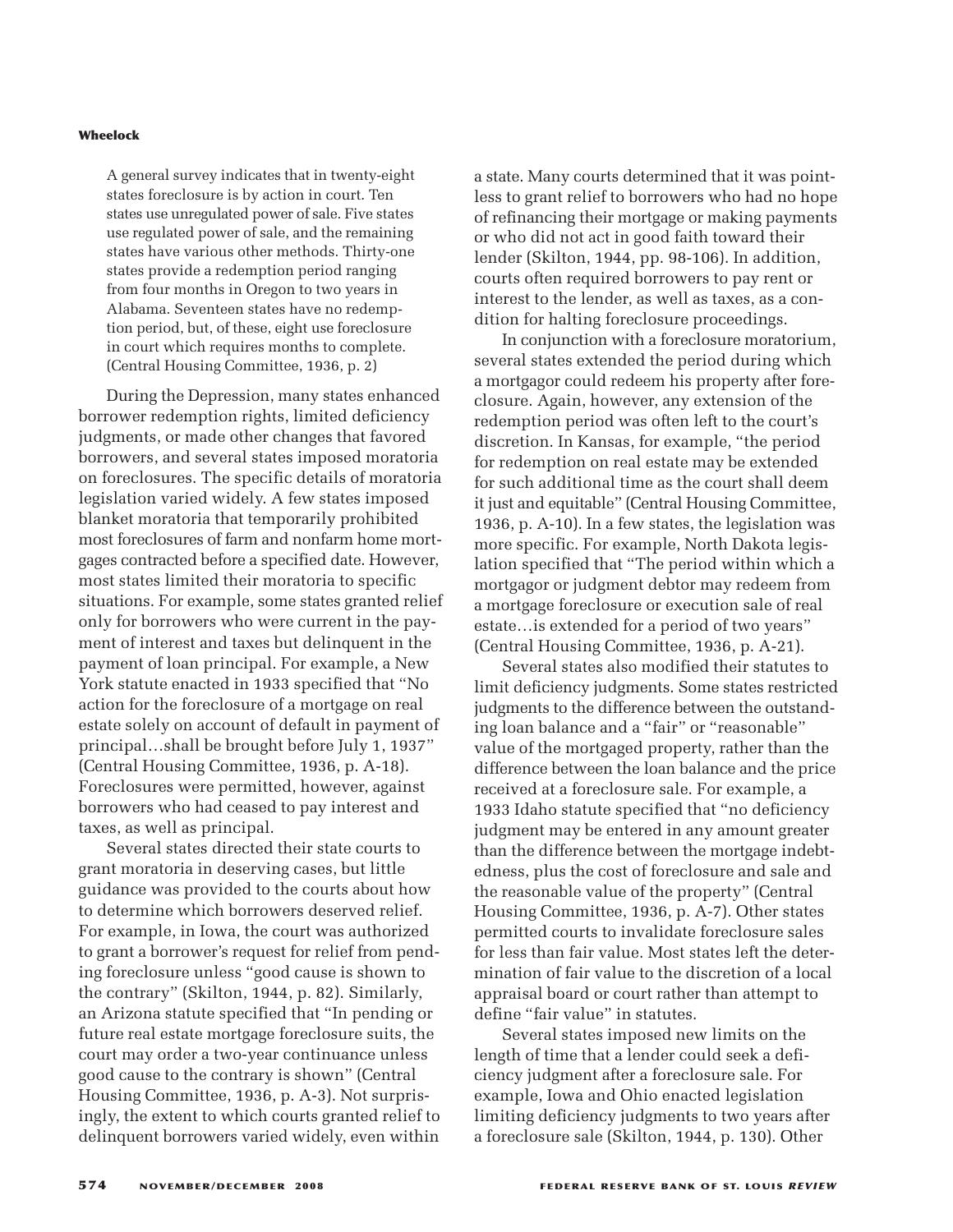> A general survey indicates that in twenty-eight states foreclosure is by action in court. Ten states use unregulated power of sale. Five states use regulated power of sale, and the remaining states have various other methods. Thirty-one states provide a redemption period ranging from four months in Oregon to two years in Alabama. Seventeen states have no redemption period, but, of these, eight use foreclosure in court which requires months to complete. (Central Housing Committee, 1936, p. 2)

During the Depression, many states enhanced borrower redemption rights, limited deficiency judgments, or made other changes that favored borrowers, and several states imposed moratoria on foreclosures. The specific details of moratoria legislation varied widely. A few states imposed blanket moratoria that temporarily prohibited most foreclosures of farm and nonfarm home mortgages contracted before a specified date. However, most states limited their moratoria to specific situations. For example, some states granted relief only for borrowers who were current in the payment of interest and taxes but delinquent in the payment of loan principal. For example, a New York statute enacted in 1933 specified that "No action for the foreclosure of a mortgage on real estate solely on account of default in payment of principal…shall be brought before July 1, 1937" (Central Housing Committee, 1936, p. A-18). Foreclosures were permitted, however, against borrowers who had ceased to pay interest and taxes, as well as principal.

Several states directed their state courts to grant moratoria in deserving cases, but little guidance was provided to the courts about how to determine which borrowers deserved relief. For example, in Iowa, the court was authorized to grant a borrower's request for relief from pending foreclosure unless "good cause is shown to the contrary" (Skilton, 1944, p. 82). Similarly, an Arizona statute specified that "In pending or future real estate mortgage foreclosure suits, the court may order a two-year continuance unless good cause to the contrary is shown" (Central Housing Committee, 1936, p. A-3). Not surprisingly, the extent to which courts granted relief to delinquent borrowers varied widely, even within a state. Many courts determined that it was pointless to grant relief to borrowers who had no hope of refinancing their mortgage or making payments or who did not act in good faith toward their lender (Skilton, 1944, pp. 98-106). In addition, courts often required borrowers to pay rent or interest to the lender, as well as taxes, as a condition for halting foreclosure proceedings.

In conjunction with a foreclosure moratorium, several states extended the period during which a mortgagor could redeem his property after foreclosure. Again, however, any extension of the redemption period was often left to the court's discretion. In Kansas, for example, "the period for redemption on real estate may be extended for such additional time as the court shall deem it just and equitable" (Central Housing Committee, 1936, p. A-10). In a few states, the legislation was more specific. For example, North Dakota legislation specified that "The period within which a mortgagor or judgment debtor may redeem from a mortgage foreclosure or execution sale of real estate…is extended for a period of two years" (Central Housing Committee, 1936, p. A-21).

Several states also modified their statutes to limit deficiency judgments. Some states restricted judgments to the difference between the outstanding loan balance and a "fair" or "reasonable" value of the mortgaged property, rather than the difference between the loan balance and the price received at a foreclosure sale. For example, a 1933 Idaho statute specified that "no deficiency judgment may be entered in any amount greater than the difference between the mortgage indebtedness, plus the cost of foreclosure and sale and the reasonable value of the property" (Central Housing Committee, 1936, p. A-7). Other states permitted courts to invalidate foreclosure sales for less than fair value. Most states left the determination of fair value to the discretion of a local appraisal board or court rather than attempt to define "fair value" in statutes.

Several states imposed new limits on the length of time that a lender could seek a deficiency judgment after a foreclosure sale. For example, Iowa and Ohio enacted legislation limiting deficiency judgments to two years after a foreclosure sale (Skilton, 1944, p. 130). Other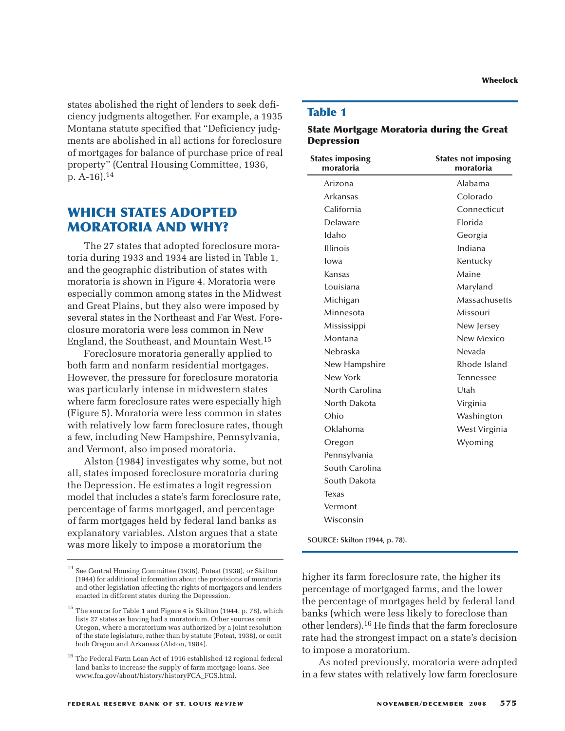states abolished the right of lenders to seek deficiency judgments altogether. For example, a 1935 Montana statute specified that "Deficiency judgments are abolished in all actions for foreclosure of mortgages for balance of purchase price of real property" (Central Housing Committee, 1936, p. A-16).[14]

## WHICH STATES ADOPTED MORATORIA AND WHY?

The 27 states that adopted foreclosure moratoria during 1933 and 1934 are listed in Table 1, and the geographic distribution of states with moratoria is shown in Figure 4. Moratoria were especially common among states in the Midwest and Great Plains, but they also were imposed by several states in the Northeast and Far West. Foreclosure moratoria were less common in New England, the Southeast, and Mountain West.[15]

Foreclosure moratoria generally applied to both farm and nonfarm residential mortgages. However, the pressure for foreclosure moratoria was particularly intense in midwestern states where farm foreclosure rates were especially high (Figure 5). Moratoria were less common in states with relatively low farm foreclosure rates, though a few, including New Hampshire, Pennsylvania, and Vermont, also imposed moratoria.

Alston (1984) investigates why some, but not all, states imposed foreclosure moratoria during the Depression. He estimates a logit regression model that includes a state's farm foreclosure rate, percentage of farms mortgaged, and percentage of farm mortgages held by federal land banks as explanatory variables. Alston argues that a state was more likely to impose a moratorium the higher its farm foreclosure rate, the higher its percentage of mortgaged farms, and the lower the percentage of mortgages held by federal land banks (which were less likely to foreclose than other lenders).[16] He finds that the farm foreclosure rate had the strongest impact on a state's decision to impose a moratorium.

As noted previously, moratoria were adopted in a few states with relatively low farm foreclosure

**Table 1**

**State Mortgage Moratoria during the Great Depression**

| States imposing moratoria | States not imposing moratoria |
|---|---|
| Arizona | Alabama |
| Arkansas | Colorado |
| California | Connecticut |
| Delaware | Florida |
| Idaho | Georgia |
| Illinois | Indiana |
| Iowa | Kentucky |
| Kansas | Maine |
| Louisiana | Maryland |
| Michigan | Massachusetts |
| Minnesota | Missouri |
| Mississippi | New Jersey |
| Montana | New Mexico |
| Nebraska | Nevada |
| New Hampshire | Rhode Island |
| New York | Tennessee |
| North Carolina | Utah |
| North Dakota | Virginia |
| Ohio | Washington |
| Oklahoma | West Virginia |
| Oregon | Wyoming |
| Pennsylvania | |
| South Carolina | |
| South Dakota | |
| Texas | |
| Vermont | |
| Wisconsin | |

SOURCE: Skilton (1944, p. 78).

[14] See Central Housing Committee (1936), Poteat (1938), or Skilton (1944) for additional information about the provisions of moratoria and other legislation affecting the rights of mortgagors and lenders enacted in different states during the Depression.

[15] The source for Table 1 and Figure 4 is Skilton (1944, p. 78), which lists 27 states as having had a moratorium. Other sources omit Oregon, where a moratorium was authorized by a joint resolution of the state legislature, rather than by statute (Poteat, 1938), or omit both Oregon and Arkansas (Alston, 1984).

[16] The Federal Farm Loan Act of 1916 established 12 regional federal land banks to increase the supply of farm mortgage loans. See www.fca.gov/about/history/historyFCA_FCS.html.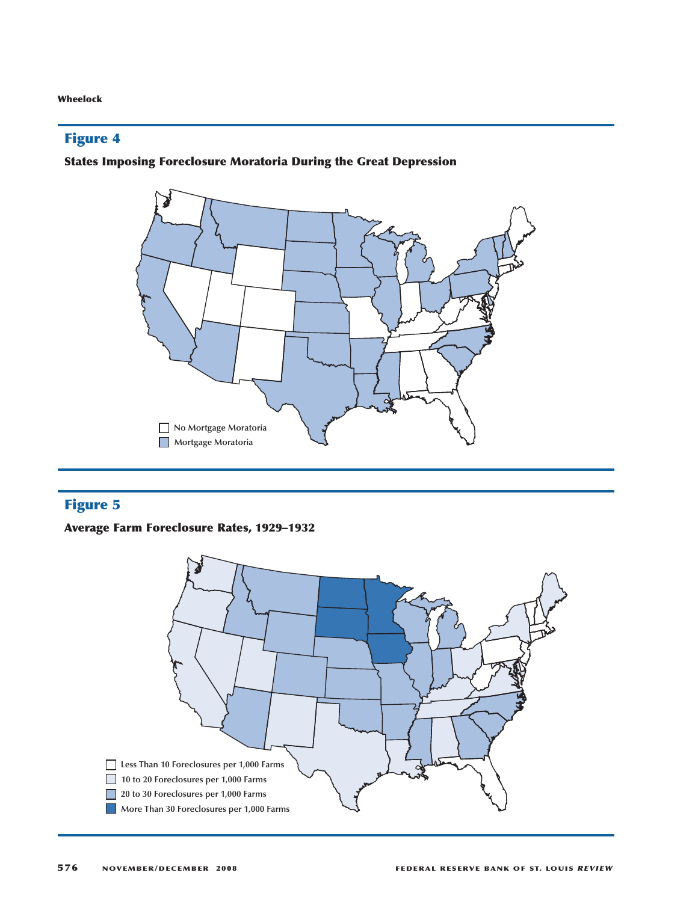## Figure 4

**States Imposing Foreclosure Moratoria During the Great Depression**

No Mortgage Moratoria

Mortgage Moratoria

## Figure 5

**Average Farm Foreclosure Rates, 1929–1932**

Less Than 10 Foreclosures per 1,000 Farms

10 to 20 Foreclosures per 1,000 Farms

20 to 30 Foreclosures per 1,000 Farms

More Than 30 Foreclosures per 1,000 Farms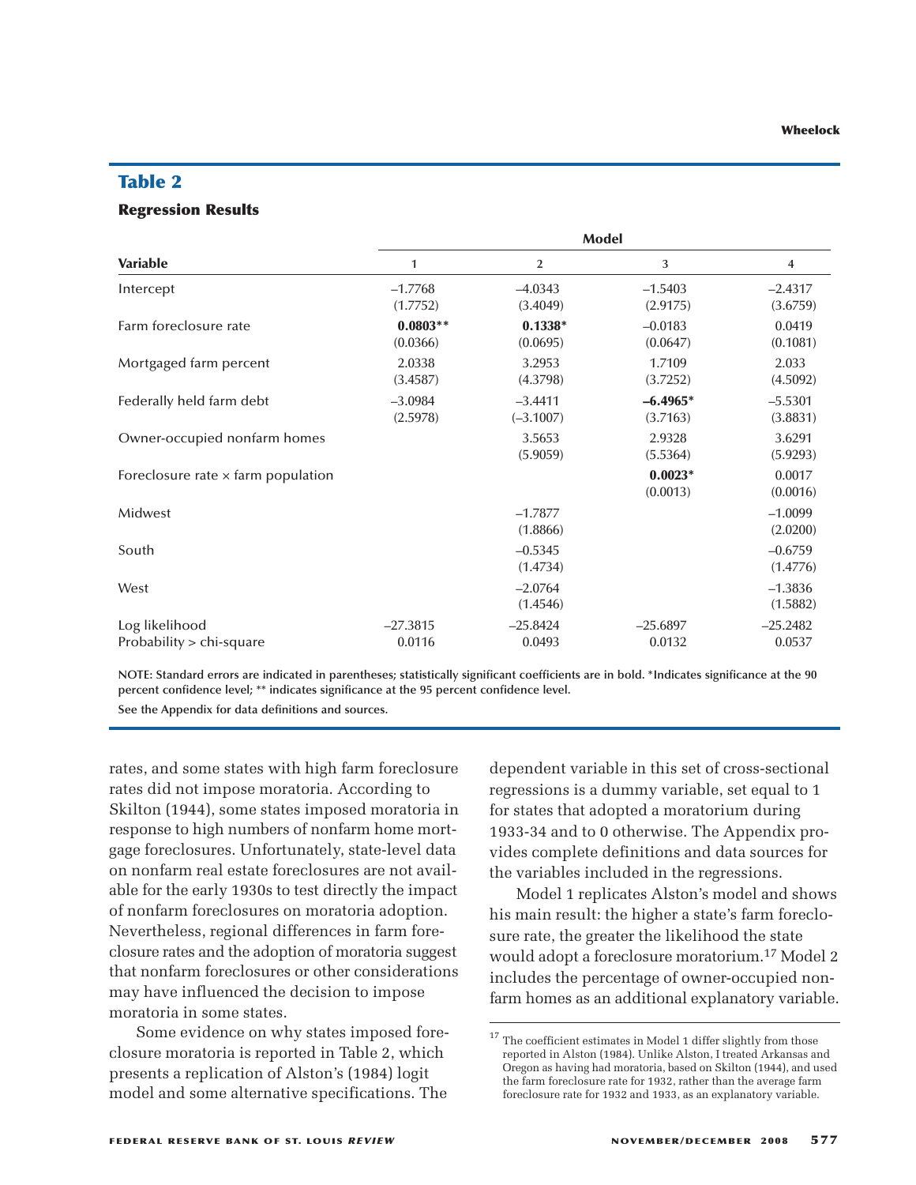## Table 2

### Regression Results

| | Model | | | |
|---|---|---|---|---|
| **Variable** | 1 | 2 | 3 | 4 |
| Intercept | –1.7768 | –4.0343 | –1.5403 | –2.4317 |
| | (1.7752) | (3.4049) | (2.9175) | (3.6759) |
| Farm foreclosure rate | **0.0803****| **0.1338*** | –0.0183 | 0.0419 |
| | (0.0366) | (0.0695) | (0.0647) | (0.1081) |
| Mortgaged farm percent | 2.0338 | 3.2953 | 1.7109 | 2.033 |
| | (3.4587) | (4.3798) | (3.7252) | (4.5092) |
| Federally held farm debt | –3.0984 | –3.4411 | **–6.4965*** | –5.5301 |
| | (2.5978) | (–3.1007) | (3.7163) | (3.8831) |
| Owner-occupied nonfarm homes | | 3.5653 | 2.9328 | 3.6291 |
| | | (5.9059) | (5.5364) | (5.9293) |
| Foreclosure rate × farm population | | | **0.0023*** | 0.0017 |
| | | | (0.0013) | (0.0016) |
| Midwest | | –1.7877 | | –1.0099 |
| | | (1.8866) | | (2.0200) |
| South | | –0.5345 | | –0.6759 |
| | | (1.4734) | | (1.4776) |
| West | | –2.0764 | | –1.3836 |
| | | (1.4546) | | (1.5882) |
| Log likelihood | –27.3815 | –25.8424 | –25.6897 | –25.2482 |
| Probability > chi-square | 0.0116 | 0.0493 | 0.0132 | 0.0537 |

**NOTE: Standard errors are indicated in parentheses; statistically significant coefficients are in bold. *Indicates significance at the 90 percent confidence level; ** indicates significance at the 95 percent confidence level.**

**See the Appendix for data definitions and sources.**

rates, and some states with high farm foreclosure rates did not impose moratoria. According to Skilton (1944), some states imposed moratoria in response to high numbers of nonfarm home mortgage foreclosures. Unfortunately, state-level data on nonfarm real estate foreclosures are not available for the early 1930s to test directly the impact of nonfarm foreclosures on moratoria adoption. Nevertheless, regional differences in farm foreclosure rates and the adoption of moratoria suggest that nonfarm foreclosures or other considerations may have influenced the decision to impose moratoria in some states.

Some evidence on why states imposed foreclosure moratoria is reported in Table 2, which presents a replication of Alston's (1984) logit model and some alternative specifications. The dependent variable in this set of cross-sectional regressions is a dummy variable, set equal to 1 for states that adopted a moratorium during 1933-34 and to 0 otherwise. The Appendix provides complete definitions and data sources for the variables included in the regressions.

Model 1 replicates Alston's model and shows his main result: the higher a state's farm foreclosure rate, the greater the likelihood the state would adopt a foreclosure moratorium.[17] Model 2 includes the percentage of owner-occupied nonfarm homes as an additional explanatory variable.

[17] The coefficient estimates in Model 1 differ slightly from those reported in Alston (1984). Unlike Alston, I treated Arkansas and Oregon as having had moratoria, based on Skilton (1944), and used the farm foreclosure rate for 1932, rather than the average farm foreclosure rate for 1932 and 1933, as an explanatory variable.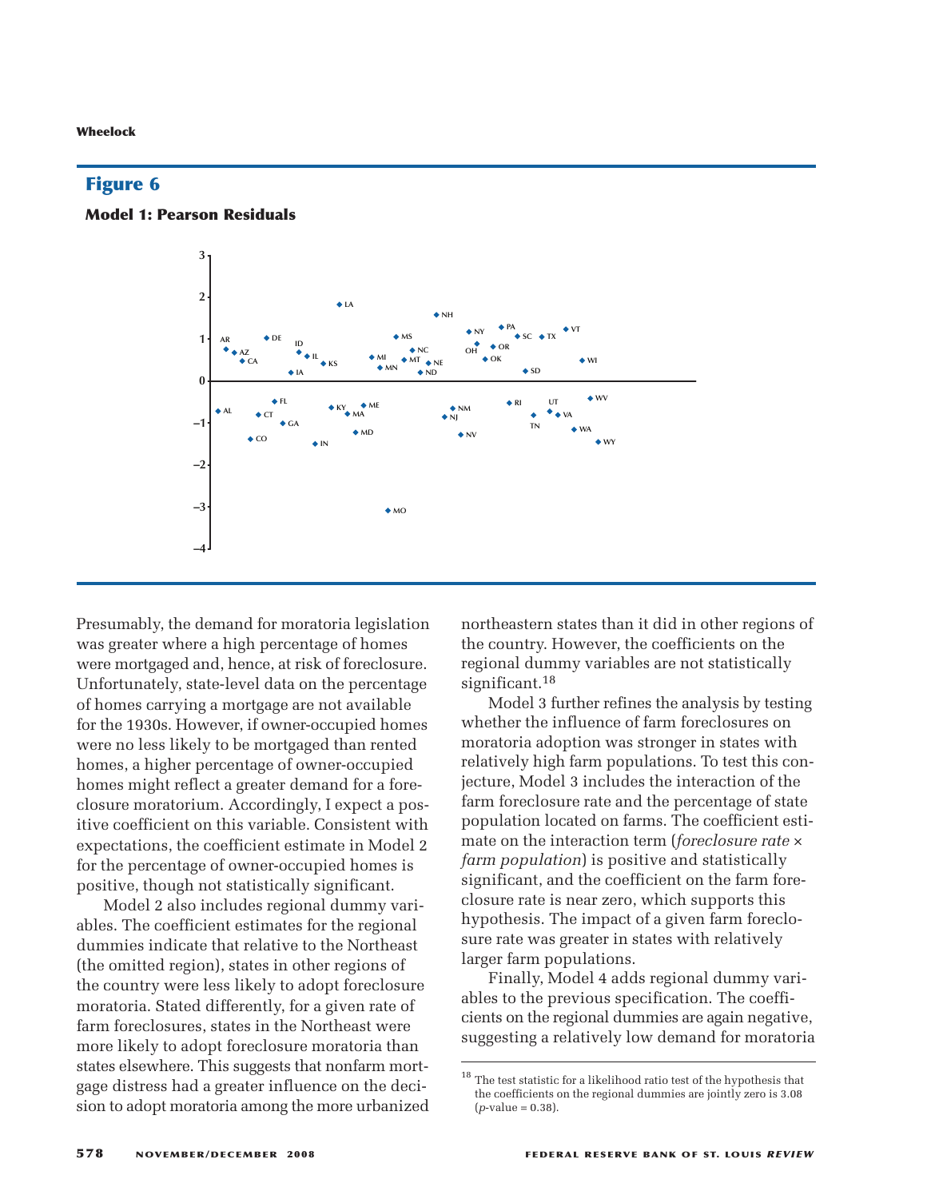## Figure 6

### Model 1: Pearson Residuals

Presumably, the demand for moratoria legislation was greater where a high percentage of homes were mortgaged and, hence, at risk of foreclosure. Unfortunately, state-level data on the percentage of homes carrying a mortgage are not available for the 1930s. However, if owner-occupied homes were no less likely to be mortgaged than rented homes, a higher percentage of owner-occupied homes might reflect a greater demand for a foreclosure moratorium. Accordingly, I expect a positive coefficient on this variable. Consistent with expectations, the coefficient estimate in Model 2 for the percentage of owner-occupied homes is positive, though not statistically significant.

Model 2 also includes regional dummy variables. The coefficient estimates for the regional dummies indicate that relative to the Northeast (the omitted region), states in other regions of the country were less likely to adopt foreclosure moratoria. Stated differently, for a given rate of farm foreclosures, states in the Northeast were more likely to adopt foreclosure moratoria than states elsewhere. This suggests that nonfarm mortgage distress had a greater influence on the decision to adopt moratoria among the more urbanized northeastern states than it did in other regions of the country. However, the coefficients on the regional dummy variables are not statistically significant.[18]

Model 3 further refines the analysis by testing whether the influence of farm foreclosures on moratoria adoption was stronger in states with relatively high farm populations. To test this conjecture, Model 3 includes the interaction of the farm foreclosure rate and the percentage of state population located on farms. The coefficient estimate on the interaction term (*foreclosure rate* × *farm population*) is positive and statistically significant, and the coefficient on the farm foreclosure rate is near zero, which supports this hypothesis. The impact of a given farm foreclosure rate was greater in states with relatively larger farm populations.

Finally, Model 4 adds regional dummy variables to the previous specification. The coefficients on the regional dummies are again negative, suggesting a relatively low demand for moratoria

---

[18] The test statistic for a likelihood ratio test of the hypothesis that the coefficients on the regional dummies are jointly zero is 3.08 ($p$-value = 0.38).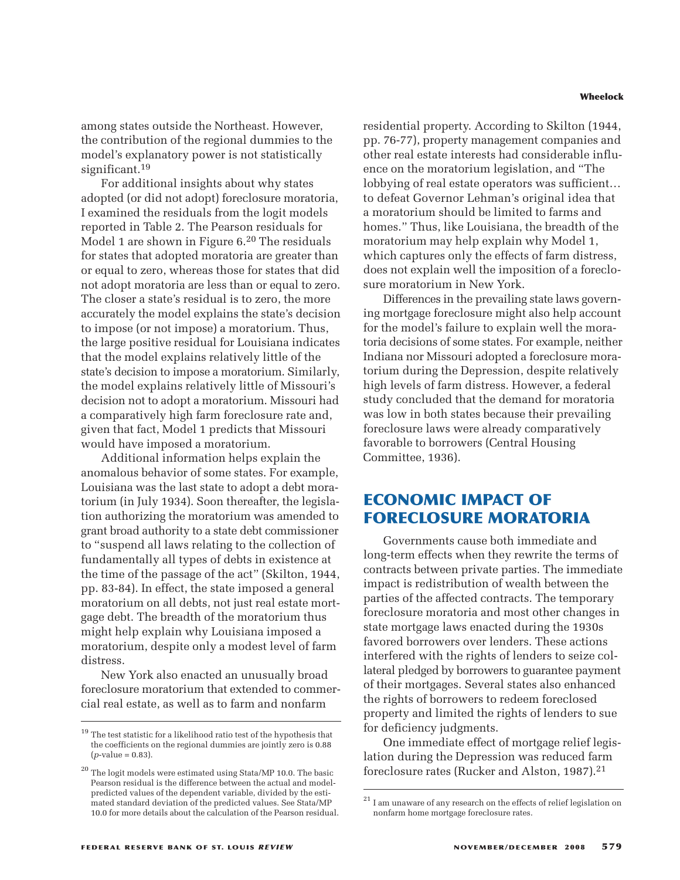among states outside the Northeast. However, the contribution of the regional dummies to the model's explanatory power is not statistically significant.[19]

For additional insights about why states adopted (or did not adopt) foreclosure moratoria, I examined the residuals from the logit models reported in Table 2. The Pearson residuals for Model 1 are shown in Figure 6.[20] The residuals for states that adopted moratoria are greater than or equal to zero, whereas those for states that did not adopt moratoria are less than or equal to zero. The closer a state's residual is to zero, the more accurately the model explains the state's decision to impose (or not impose) a moratorium. Thus, the large positive residual for Louisiana indicates that the model explains relatively little of the state's decision to impose a moratorium. Similarly, the model explains relatively little of Missouri's decision not to adopt a moratorium. Missouri had a comparatively high farm foreclosure rate and, given that fact, Model 1 predicts that Missouri would have imposed a moratorium.

Additional information helps explain the anomalous behavior of some states. For example, Louisiana was the last state to adopt a debt moratorium (in July 1934). Soon thereafter, the legislation authorizing the moratorium was amended to grant broad authority to a state debt commissioner to "suspend all laws relating to the collection of fundamentally all types of debts in existence at the time of the passage of the act" (Skilton, 1944, pp. 83-84). In effect, the state imposed a general moratorium on all debts, not just real estate mortgage debt. The breadth of the moratorium thus might help explain why Louisiana imposed a moratorium, despite only a modest level of farm distress.

New York also enacted an unusually broad foreclosure moratorium that extended to commercial real estate, as well as to farm and nonfarm residential property. According to Skilton (1944, pp. 76-77), property management companies and other real estate interests had considerable influence on the moratorium legislation, and "The lobbying of real estate operators was sufficient… to defeat Governor Lehman's original idea that a moratorium should be limited to farms and homes." Thus, like Louisiana, the breadth of the moratorium may help explain why Model 1, which captures only the effects of farm distress, does not explain well the imposition of a foreclosure moratorium in New York.

Differences in the prevailing state laws governing mortgage foreclosure might also help account for the model's failure to explain well the moratoria decisions of some states. For example, neither Indiana nor Missouri adopted a foreclosure moratorium during the Depression, despite relatively high levels of farm distress. However, a federal study concluded that the demand for moratoria was low in both states because their prevailing foreclosure laws were already comparatively favorable to borrowers (Central Housing Committee, 1936).

## ECONOMIC IMPACT OF FORECLOSURE MORATORIA

Governments cause both immediate and long-term effects when they rewrite the terms of contracts between private parties. The immediate impact is redistribution of wealth between the parties of the affected contracts. The temporary foreclosure moratoria and most other changes in state mortgage laws enacted during the 1930s favored borrowers over lenders. These actions interfered with the rights of lenders to seize collateral pledged by borrowers to guarantee payment of their mortgages. Several states also enhanced the rights of borrowers to redeem foreclosed property and limited the rights of lenders to sue for deficiency judgments.

One immediate effect of mortgage relief legislation during the Depression was reduced farm foreclosure rates (Rucker and Alston, 1987).[21]

---

[19] The test statistic for a likelihood ratio test of the hypothesis that the coefficients on the regional dummies are jointly zero is 0.88 ($p$-value = 0.83).

[20] The logit models were estimated using Stata/MP 10.0. The basic Pearson residual is the difference between the actual and model-predicted values of the dependent variable, divided by the estimated standard deviation of the predicted values. See Stata/MP 10.0 for more details about the calculation of the Pearson residual.

[21] I am unaware of any research on the effects of relief legislation on nonfarm home mortgage foreclosure rates.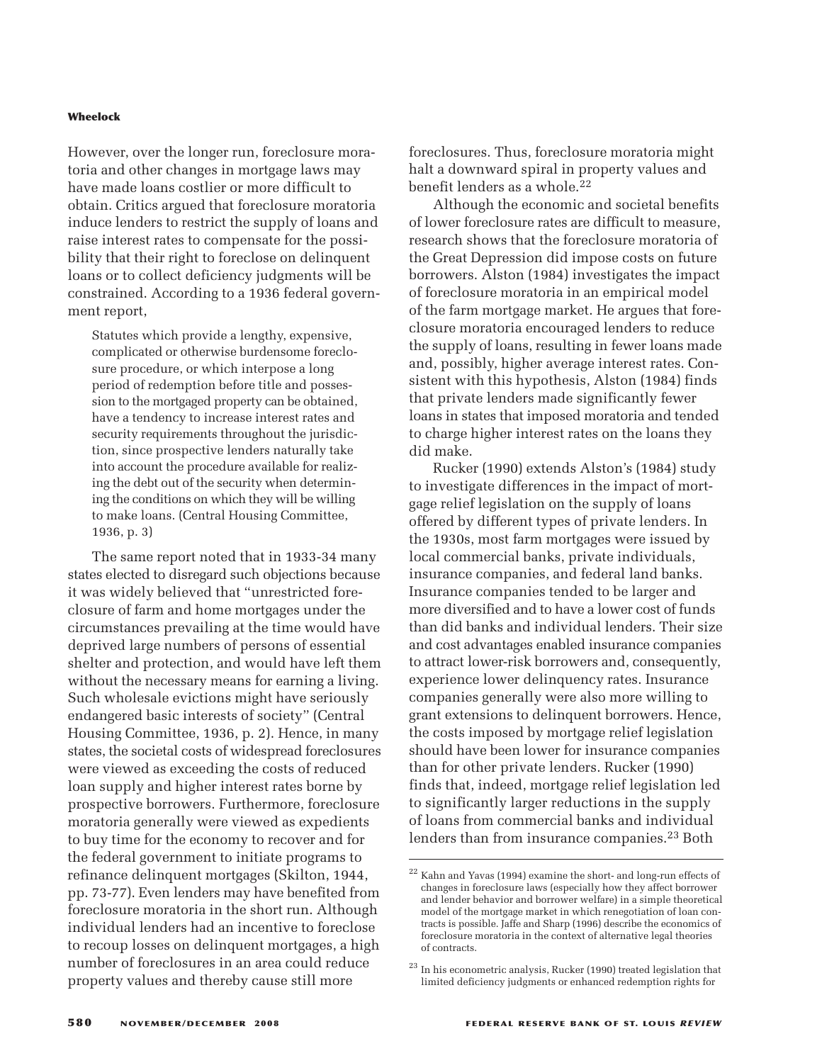However, over the longer run, foreclosure moratoria and other changes in mortgage laws may have made loans costlier or more difficult to obtain. Critics argued that foreclosure moratoria induce lenders to restrict the supply of loans and raise interest rates to compensate for the possibility that their right to foreclose on delinquent loans or to collect deficiency judgments will be constrained. According to a 1936 federal government report,

> Statutes which provide a lengthy, expensive, complicated or otherwise burdensome foreclosure procedure, or which interpose a long period of redemption before title and possession to the mortgaged property can be obtained, have a tendency to increase interest rates and security requirements throughout the jurisdiction, since prospective lenders naturally take into account the procedure available for realizing the debt out of the security when determining the conditions on which they will be willing to make loans. (Central Housing Committee, 1936, p. 3)

The same report noted that in 1933-34 many states elected to disregard such objections because it was widely believed that "unrestricted foreclosure of farm and home mortgages under the circumstances prevailing at the time would have deprived large numbers of persons of essential shelter and protection, and would have left them without the necessary means for earning a living. Such wholesale evictions might have seriously endangered basic interests of society" (Central Housing Committee, 1936, p. 2). Hence, in many states, the societal costs of widespread foreclosures were viewed as exceeding the costs of reduced loan supply and higher interest rates borne by prospective borrowers. Furthermore, foreclosure moratoria generally were viewed as expedients to buy time for the economy to recover and for the federal government to initiate programs to refinance delinquent mortgages (Skilton, 1944, pp. 73-77). Even lenders may have benefited from foreclosure moratoria in the short run. Although individual lenders had an incentive to foreclose to recoup losses on delinquent mortgages, a high number of foreclosures in an area could reduce property values and thereby cause still more foreclosures. Thus, foreclosure moratoria might halt a downward spiral in property values and benefit lenders as a whole.[22]

Although the economic and societal benefits of lower foreclosure rates are difficult to measure, research shows that the foreclosure moratoria of the Great Depression did impose costs on future borrowers. Alston (1984) investigates the impact of foreclosure moratoria in an empirical model of the farm mortgage market. He argues that foreclosure moratoria encouraged lenders to reduce the supply of loans, resulting in fewer loans made and, possibly, higher average interest rates. Consistent with this hypothesis, Alston (1984) finds that private lenders made significantly fewer loans in states that imposed moratoria and tended to charge higher interest rates on the loans they did make.

Rucker (1990) extends Alston's (1984) study to investigate differences in the impact of mortgage relief legislation on the supply of loans offered by different types of private lenders. In the 1930s, most farm mortgages were issued by local commercial banks, private individuals, insurance companies, and federal land banks. Insurance companies tended to be larger and more diversified and to have a lower cost of funds than did banks and individual lenders. Their size and cost advantages enabled insurance companies to attract lower-risk borrowers and, consequently, experience lower delinquency rates. Insurance companies generally were also more willing to grant extensions to delinquent borrowers. Hence, the costs imposed by mortgage relief legislation should have been lower for insurance companies than for other private lenders. Rucker (1990) finds that, indeed, mortgage relief legislation led to significantly larger reductions in the supply of loans from commercial banks and individual lenders than from insurance companies.[23] Both

[22] Kahn and Yavas (1994) examine the short- and long-run effects of changes in foreclosure laws (especially how they affect borrower and lender behavior and borrower welfare) in a simple theoretical model of the mortgage market in which renegotiation of loan contracts is possible. Jaffe and Sharp (1996) describe the economics of foreclosure moratoria in the context of alternative legal theories of contracts.

[23] In his econometric analysis, Rucker (1990) treated legislation that limited deficiency judgments or enhanced redemption rights for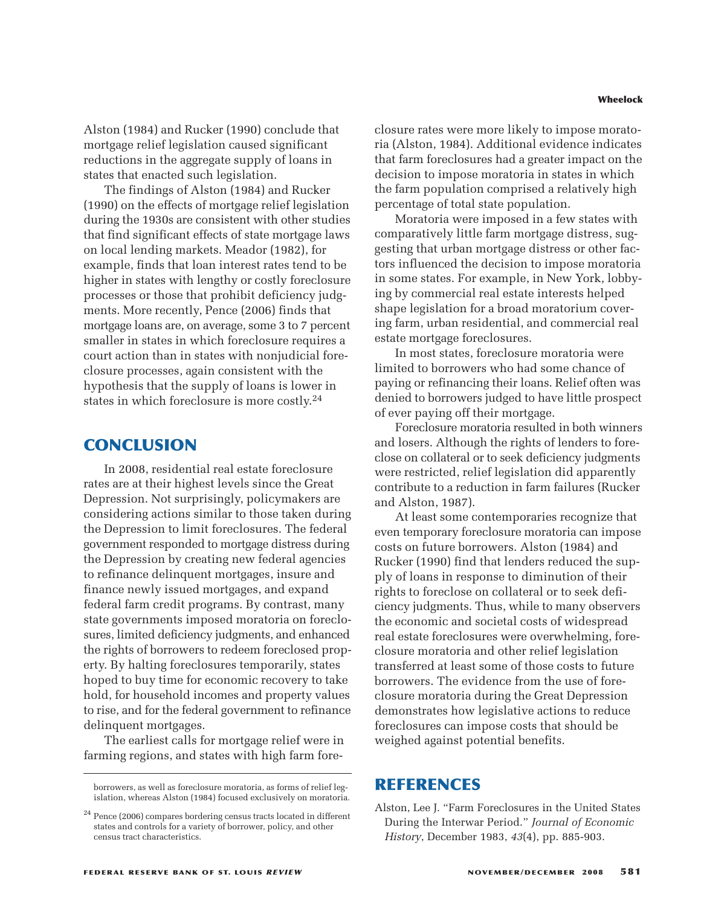Alston (1984) and Rucker (1990) conclude that mortgage relief legislation caused significant reductions in the aggregate supply of loans in states that enacted such legislation.

The findings of Alston (1984) and Rucker (1990) on the effects of mortgage relief legislation during the 1930s are consistent with other studies that find significant effects of state mortgage laws on local lending markets. Meador (1982), for example, finds that loan interest rates tend to be higher in states with lengthy or costly foreclosure processes or those that prohibit deficiency judgments. More recently, Pence (2006) finds that mortgage loans are, on average, some 3 to 7 percent smaller in states in which foreclosure requires a court action than in states with nonjudicial foreclosure processes, again consistent with the hypothesis that the supply of loans is lower in states in which foreclosure is more costly.[24]

## CONCLUSION

In 2008, residential real estate foreclosure rates are at their highest levels since the Great Depression. Not surprisingly, policymakers are considering actions similar to those taken during the Depression to limit foreclosures. The federal government responded to mortgage distress during the Depression by creating new federal agencies to refinance delinquent mortgages, insure and finance newly issued mortgages, and expand federal farm credit programs. By contrast, many state governments imposed moratoria on foreclosures, limited deficiency judgments, and enhanced the rights of borrowers to redeem foreclosed property. By halting foreclosures temporarily, states hoped to buy time for economic recovery to take hold, for household incomes and property values to rise, and for the federal government to refinance delinquent mortgages.

The earliest calls for mortgage relief were in farming regions, and states with high farm foreclosure rates were more likely to impose moratoria (Alston, 1984). Additional evidence indicates that farm foreclosures had a greater impact on the decision to impose moratoria in states in which the farm population comprised a relatively high percentage of total state population.

Moratoria were imposed in a few states with comparatively little farm mortgage distress, suggesting that urban mortgage distress or other factors influenced the decision to impose moratoria in some states. For example, in New York, lobbying by commercial real estate interests helped shape legislation for a broad moratorium covering farm, urban residential, and commercial real estate mortgage foreclosures.

In most states, foreclosure moratoria were limited to borrowers who had some chance of paying or refinancing their loans. Relief often was denied to borrowers judged to have little prospect of ever paying off their mortgage.

Foreclosure moratoria resulted in both winners and losers. Although the rights of lenders to foreclose on collateral or to seek deficiency judgments were restricted, relief legislation did apparently contribute to a reduction in farm failures (Rucker and Alston, 1987).

At least some contemporaries recognize that even temporary foreclosure moratoria can impose costs on future borrowers. Alston (1984) and Rucker (1990) find that lenders reduced the supply of loans in response to diminution of their rights to foreclose on collateral or to seek deficiency judgments. Thus, while to many observers the economic and societal costs of widespread real estate foreclosures were overwhelming, foreclosure moratoria and other relief legislation transferred at least some of those costs to future borrowers. The evidence from the use of foreclosure moratoria during the Great Depression demonstrates how legislative actions to reduce foreclosures can impose costs that should be weighed against potential benefits.

## REFERENCES

Alston, Lee J. "Farm Foreclosures in the United States During the Interwar Period." *Journal of Economic History*, December 1983, *43*(4), pp. 885-903.

---

borrowers, as well as foreclosure moratoria, as forms of relief legislation, whereas Alston (1984) focused exclusively on moratoria.

[24] Pence (2006) compares bordering census tracts located in different states and controls for a variety of borrower, policy, and other census tract characteristics.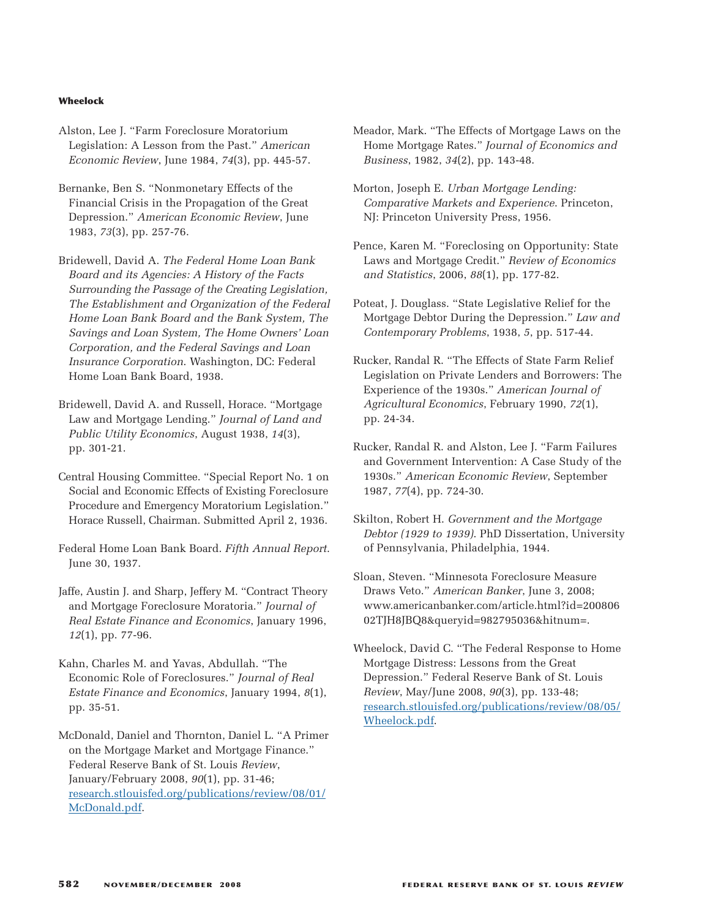Alston, Lee J. "Farm Foreclosure Moratorium Legislation: A Lesson from the Past." *American Economic Review*, June 1984, *74*(3), pp. 445-57.

Bernanke, Ben S. "Nonmonetary Effects of the Financial Crisis in the Propagation of the Great Depression." *American Economic Review*, June 1983, *73*(3), pp. 257-76.

Bridewell, David A. *The Federal Home Loan Bank Board and its Agencies: A History of the Facts Surrounding the Passage of the Creating Legislation, The Establishment and Organization of the Federal Home Loan Bank Board and the Bank System, The Savings and Loan System, The Home Owners' Loan Corporation, and the Federal Savings and Loan Insurance Corporation*. Washington, DC: Federal Home Loan Bank Board, 1938.

Bridewell, David A. and Russell, Horace. "Mortgage Law and Mortgage Lending." *Journal of Land and Public Utility Economics*, August 1938, *14*(3), pp. 301-21.

Central Housing Committee. "Special Report No. 1 on Social and Economic Effects of Existing Foreclosure Procedure and Emergency Moratorium Legislation." Horace Russell, Chairman. Submitted April 2, 1936.

Federal Home Loan Bank Board. *Fifth Annual Report*. June 30, 1937.

Jaffe, Austin J. and Sharp, Jeffery M. "Contract Theory and Mortgage Foreclosure Moratoria." *Journal of Real Estate Finance and Economics*, January 1996, *12*(1), pp. 77-96.

Kahn, Charles M. and Yavas, Abdullah. "The Economic Role of Foreclosures." *Journal of Real Estate Finance and Economics*, January 1994, *8*(1), pp. 35-51.

McDonald, Daniel and Thornton, Daniel L. "A Primer on the Mortgage Market and Mortgage Finance." Federal Reserve Bank of St. Louis *Review*, January/February 2008, *90*(1), pp. 31-46; research.stlouisfed.org/publications/review/08/01/McDonald.pdf.

Meador, Mark. "The Effects of Mortgage Laws on the Home Mortgage Rates." *Journal of Economics and Business*, 1982, *34*(2), pp. 143-48.

Morton, Joseph E. *Urban Mortgage Lending: Comparative Markets and Experience*. Princeton, NJ: Princeton University Press, 1956.

Pence, Karen M. "Foreclosing on Opportunity: State Laws and Mortgage Credit." *Review of Economics and Statistics*, 2006, *88*(1), pp. 177-82.

Poteat, J. Douglass. "State Legislative Relief for the Mortgage Debtor During the Depression." *Law and Contemporary Problems*, 1938, *5*, pp. 517-44.

Rucker, Randal R. "The Effects of State Farm Relief Legislation on Private Lenders and Borrowers: The Experience of the 1930s." *American Journal of Agricultural Economics*, February 1990, *72*(1), pp. 24-34.

Rucker, Randal R. and Alston, Lee J. "Farm Failures and Government Intervention: A Case Study of the 1930s." *American Economic Review*, September 1987, *77*(4), pp. 724-30.

Skilton, Robert H. *Government and the Mortgage Debtor (1929 to 1939)*. PhD Dissertation, University of Pennsylvania, Philadelphia, 1944.

Sloan, Steven. "Minnesota Foreclosure Measure Draws Veto." *American Banker*, June 3, 2008; www.americanbanker.com/article.html?id=20080602TJH8JBQ8&queryid=982795036&hitnum=.

Wheelock, David C. "The Federal Response to Home Mortgage Distress: Lessons from the Great Depression." Federal Reserve Bank of St. Louis *Review*, May/June 2008, *90*(3), pp. 133-48; research.stlouisfed.org/publications/review/08/05/Wheelock.pdf.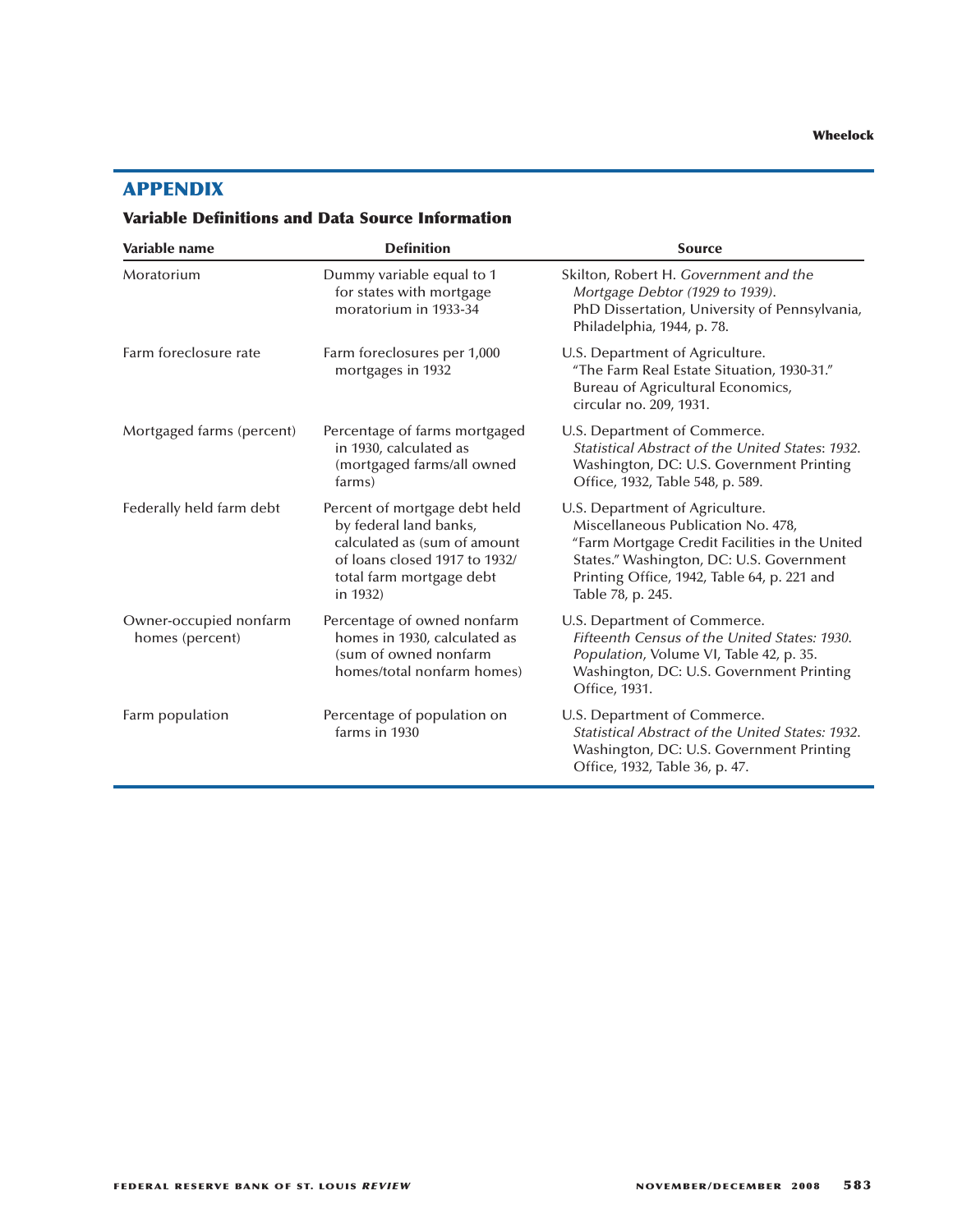## APPENDIX

### Variable Definitions and Data Source Information

| Variable name | Definition | Source |
|---|---|---|
| Moratorium | Dummy variable equal to 1 for states with mortgage moratorium in 1933-34 | Skilton, Robert H. *Government and the Mortgage Debtor (1929 to 1939)*. PhD Dissertation, University of Pennsylvania, Philadelphia, 1944, p. 78. |
| Farm foreclosure rate | Farm foreclosures per 1,000 mortgages in 1932 | U.S. Department of Agriculture. "The Farm Real Estate Situation, 1930-31." Bureau of Agricultural Economics, circular no. 209, 1931. |
| Mortgaged farms (percent) | Percentage of farms mortgaged in 1930, calculated as (mortgaged farms/all owned farms) | U.S. Department of Commerce. *Statistical Abstract of the United States*: *1932*. Washington, DC: U.S. Government Printing Office, 1932, Table 548, p. 589. |
| Federally held farm debt | Percent of mortgage debt held by federal land banks, calculated as (sum of amount of loans closed 1917 to 1932/ total farm mortgage debt in 1932) | U.S. Department of Agriculture. Miscellaneous Publication No. 478, "Farm Mortgage Credit Facilities in the United States." Washington, DC: U.S. Government Printing Office, 1942, Table 64, p. 221 and Table 78, p. 245. |
| Owner-occupied nonfarm homes (percent) | Percentage of owned nonfarm homes in 1930, calculated as (sum of owned nonfarm homes/total nonfarm homes) | U.S. Department of Commerce. *Fifteenth Census of the United States: 1930. Population*, Volume VI, Table 42, p. 35. Washington, DC: U.S. Government Printing Office, 1931. |
| Farm population | Percentage of population on farms in 1930 | U.S. Department of Commerce. *Statistical Abstract of the United States*: *1932*. Washington, DC: U.S. Government Printing Office, 1932, Table 36, p. 47. |